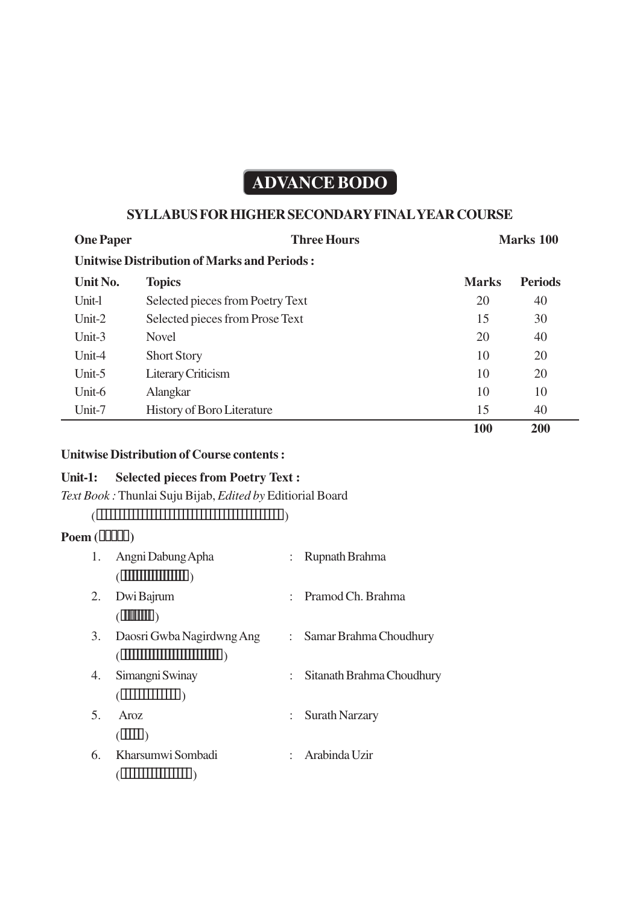# ADVANCE BODO

## SYLLABUS FOR HIGHER SECONDARY FINAL YEAR COURSE

**One Paper** | **Three Hours** | **Marks 100**

**Unitwise Distribution of Marks and Periods :**

| Unit No. | Topics | Marks | Periods |
|---|---|---|---|
| Unit-l | Selected pieces from Poetry Text | 20 | 40 |
| Unit-2 | Selected pieces from Prose Text | 15 | 30 |
| Unit-3 | Novel | 20 | 40 |
| Unit-4 | Short Story | 10 | 20 |
| Unit-5 | Literary Criticism | 10 | 20 |
| Unit-6 | Alangkar | 10 | 10 |
| Unit-7 | History of Boro Literature | 15 | 40 |
| | | **100** | **200** |

**Unitwise Distribution of Course contents :**

**Unit-1: Selected pieces from Poetry Text :**

*Text Book :* Thunlai Suju Bijab, *Edited by* Editiorial Board

(□□□□□□□□□□□□□□□□□□□□□□□□□□□□□□□□□□□)

**Poem (□□□□□)**

1. Angni Dabung Apha : Rupnath Brahma
   (□□□□□□□□□□□)
2. Dwi Bajrum : Pramod Ch. Brahma
   (□□□□□□□)
3. Daosri Gwba Nagirdwng Ang : Samar Brahma Choudhury
   (□□□□□□□□□□□□□□□□□)
4. Simangni Swinay : Sitanath Brahma Choudhury
   (□□□□□□□□□□)
5. Aroz : Surath Narzary
   (□□□□)
6. Kharsumwi Sombadi : Arabinda Uzir
   (□□□□□□□□□□□□)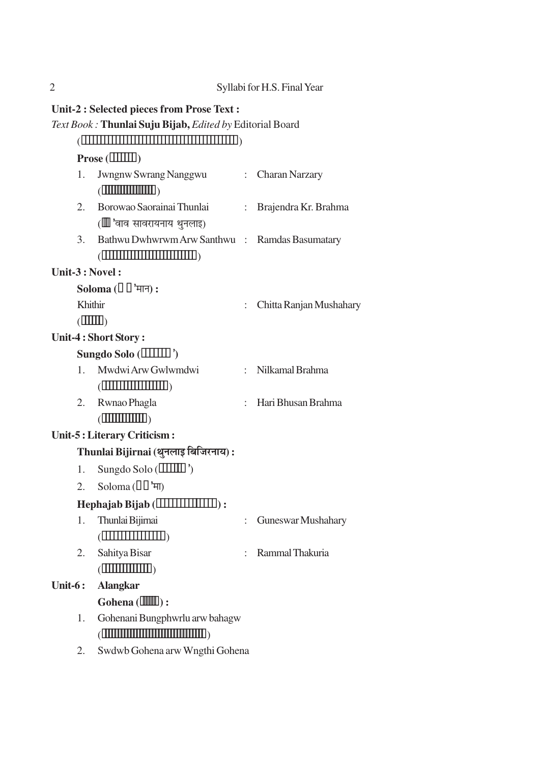## Unit-2 : Selected pieces from Prose Text :

*Text Book :* **Thunlai Suju Bijab,** *Edited by* Editorial Board

**Prose**

1. Jwngnw Swrang Nanggwu : Charan Narzary
2. Borowao Saorainai Thunlai : Brajendra Kr. Brahma
   ('वाव सावरायनाय थुनलाइ)
3. Bathwu Dwhwrwm Arw Santhwu : Ramdas Basumatary

## Unit-3 : Novel :

**Soloma ('मान) :**

Khithir : Chitta Ranjan Mushahary

## Unit-4 : Short Story :

**Sungdo Solo**

1. Mwdwi Arw Gwlwmdwi : Nilkamal Brahma
2. Rwnao Phagla : Hari Bhusan Brahma

## Unit-5 : Literary Criticism :

**Thunlai Bijirnai (थुनलाइ बिजिरनाय) :**

1. Sungdo Solo
2. Soloma ('मा)

**Hephajab Bijab :**

1. Thunlai Bijirnai : Guneswar Mushahary
2. Sahitya Bisar : Rammal Thakuria

## Unit-6 : Alangkar

**Gohena :**

1. Gohenani Bungphwrlu arw bahagw
2. Swdwb Gohena arw Wngthi Gohena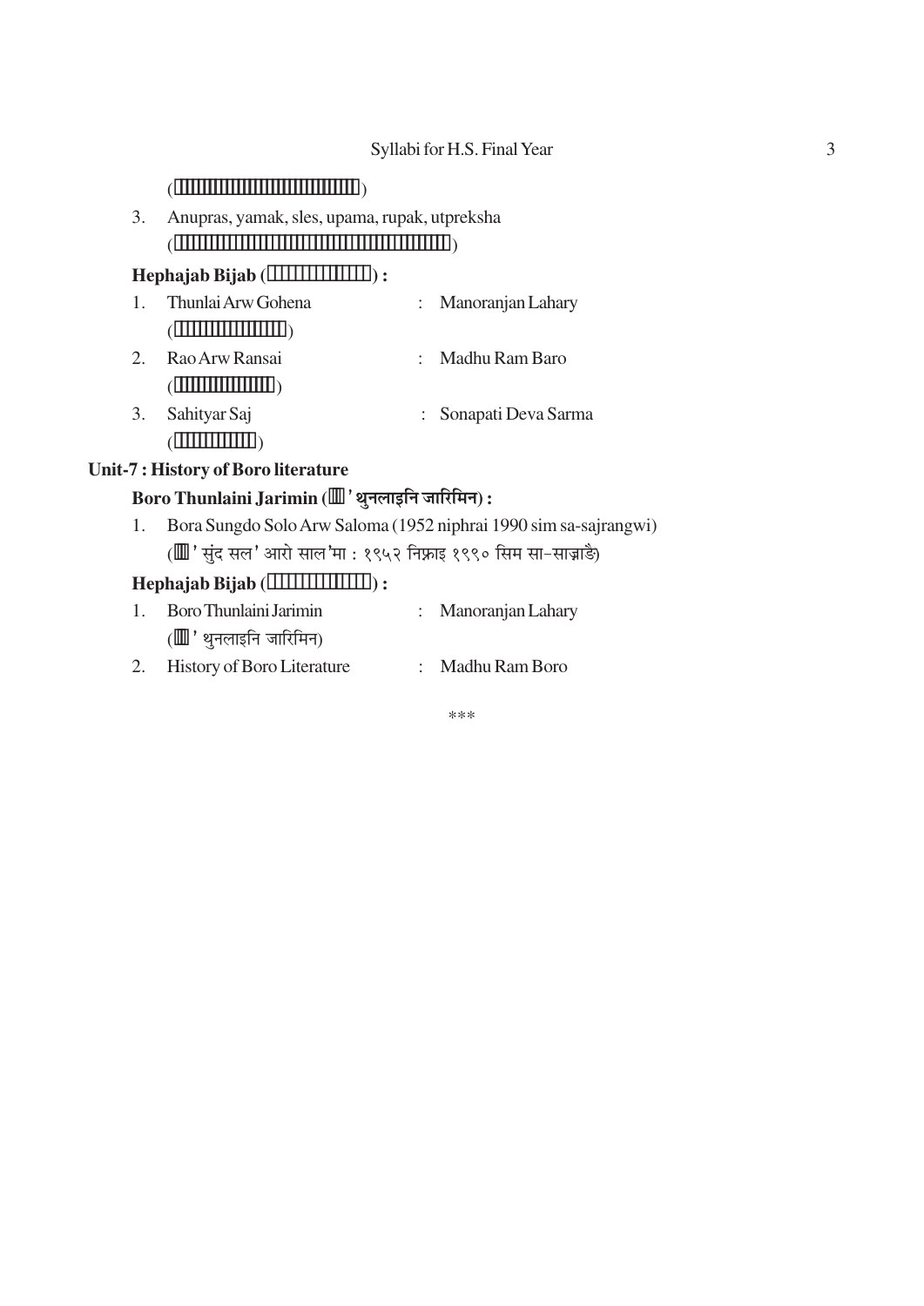(▯▯▯▯▯▯▯▯▯▯▯▯▯▯▯▯▯▯▯▯▯)

3. Anupras, yamak, sles, upama, rupak, utpreksha
   (▯▯▯▯▯▯▯▯▯▯▯▯▯▯▯▯▯▯▯▯▯▯▯▯▯▯▯▯▯▯▯▯▯▯▯)

**Hephajab Bijab (▯▯▯▯▯▯▯▯▯▯▯▯) :**

1. Thunlai Arw Gohena : Manoranjan Lahary
   (▯▯▯▯▯▯▯▯▯▯▯▯▯)
2. Rao Arw Ransai : Madhu Ram Baro
   (▯▯▯▯▯▯▯▯▯▯▯▯)
3. Sahityar Saj : Sonapati Deva Sarma
   (▯▯▯▯▯▯▯▯▯▯)

**Unit-7 : History of Boro literature**

**Boro Thunlaini Jarimin (▯' थुनलाइनि जारिमिन) :**

1. Bora Sungdo Solo Arw Saloma (1952 niphrai 1990 sim sa-sajrangwi)
   (▯' सुंद सल' आरो साल'मा : १९५२ निफ्राइ १९९० सिम सा-साज्राङै)

**Hephajab Bijab (▯▯▯▯▯▯▯▯▯▯▯▯) :**

1. Boro Thunlaini Jarimin : Manoranjan Lahary
   (▯' थुनलाइनि जारिमिन)
2. History of Boro Literature : Madhu Ram Boro

\*\*\*